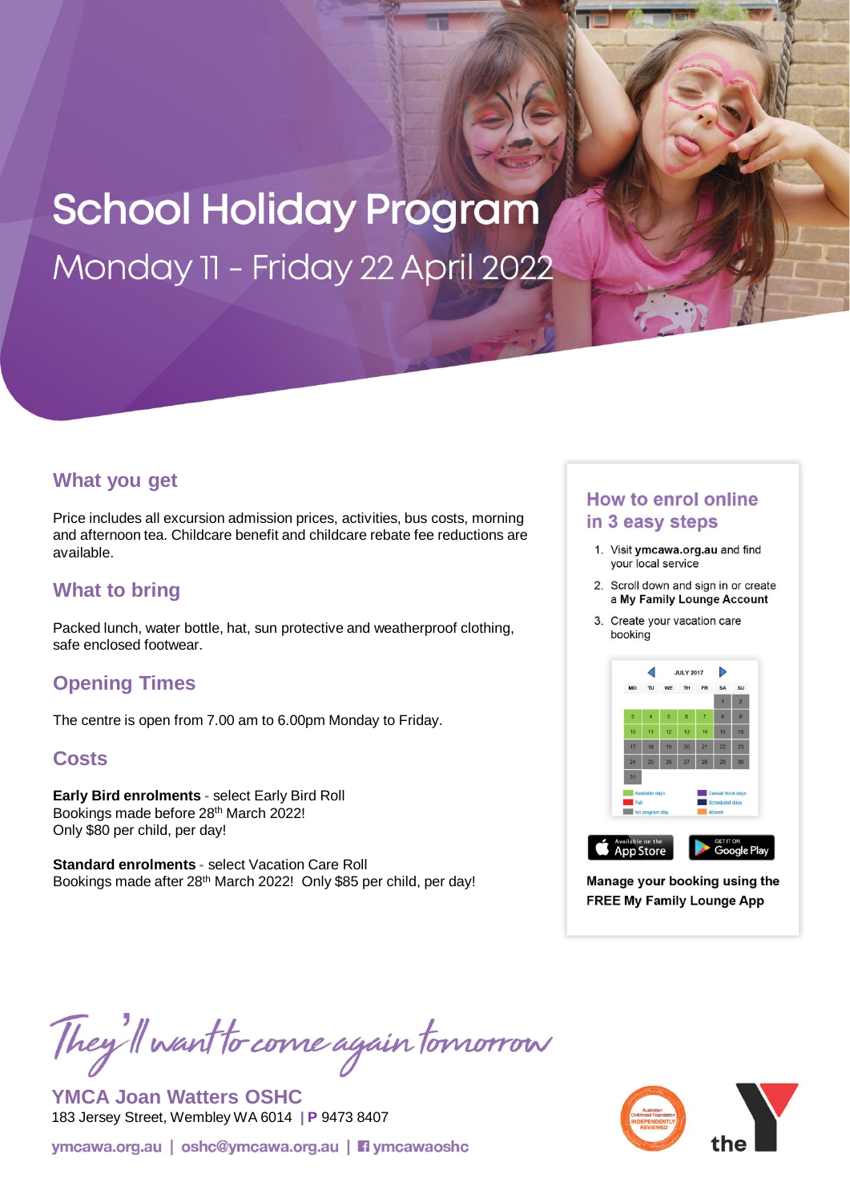# School Holiday Program

## Monday 11 - Friday 22 April 2022

## What you get

Price includes all excursion admission prices, activities, bus costs, morning and afternoon tea. Childcare benefit and childcare rebate fee reductions are available.

## What to bring

Packed lunch, water bottle, hat, sun protective and weatherproof clothing, safe enclosed footwear.

## Opening Times

The centre is open from 7.00 am to 6.00pm Monday to Friday.

## Costs

**Early Bird enrolments** - select Early Bird Roll
Bookings made before 28th March 2022!
Only $80 per child, per day!

**Standard enrolments** - select Vacation Care Roll
Bookings made after 28th March 2022! Only $85 per child, per day!

## How to enrol online in 3 easy steps

1. Visit **ymcawa.org.au** and find your local service
2. Scroll down and sign in or create a **My Family Lounge Account**
3. Create your vacation care booking

**Manage your booking using the FREE My Family Lounge App**

*They'll want to come again tomorrow*

**YMCA Joan Watters OSHC**
183 Jersey Street, Wembley WA 6014 | P 9473 8407

ymcawa.org.au | oshc@ymcawa.org.au | ymcawaoshc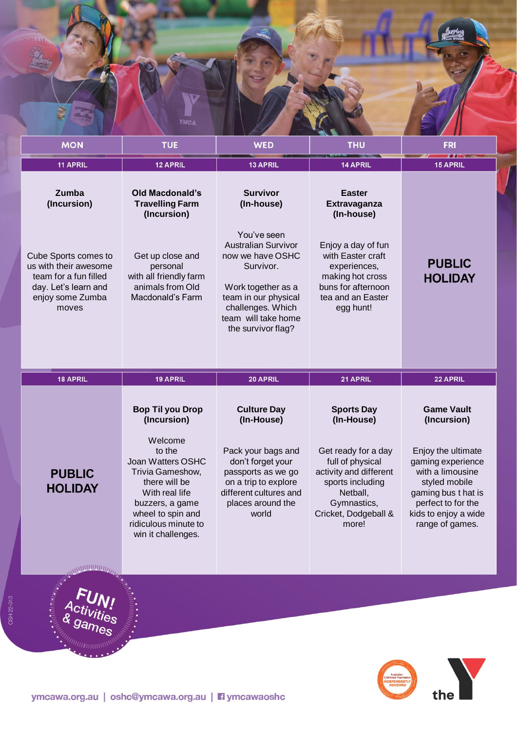| MON | TUE | WED | THU | FRI |
|---|---|---|---|---|
| **11 APRIL** | **12 APRIL** | **13 APRIL** | **14 APRIL** | **15 APRIL** |
| **Zumba (Incursion)** Cube Sports comes to us with their awesome team for a fun filled day. Let's learn and enjoy some Zumba moves | **Old Macdonald's Travelling Farm (Incursion)** Get up close and personal with all friendly farm animals from Old Macdonald's Farm | **Survivor (In-house)** You've seen Australian Survivor now we have OSHC Survivor. Work together as a team in our physical challenges. Which team will take home the survivor flag? | **Easter Extravaganza (In-house)** Enjoy a day of fun with Easter craft experiences, making hot cross buns for afternoon tea and an Easter egg hunt! | **PUBLIC HOLIDAY** |
| **18 APRIL** | **19 APRIL** | **20 APRIL** | **21 APRIL** | **22 APRIL** |
| **PUBLIC HOLIDAY** | **Bop Til you Drop (Incursion)** Welcome to the Joan Watters OSHC Trivia Gameshow, there will be With real life buzzers, a game wheel to spin and ridiculous minute to win it challenges. | **Culture Day (In-House)** Pack your bags and don't forget your passports as we go on a trip to explore different cultures and places around the world | **Sports Day (In-House)** Get ready for a day full of physical activity and different sports including Netball, Gymnastics, Cricket, Dodgeball & more! | **Game Vault (Incursion)** Enjoy the ultimate gaming experience with a limousine styled mobile gaming bus t hat is perfect to for the kids to enjoy a wide range of games. |

FUN! Activities & games

OSH 22-013

ymcawa.org.au | oshc@ymcawa.org.au | ymcawaoshc

the Y